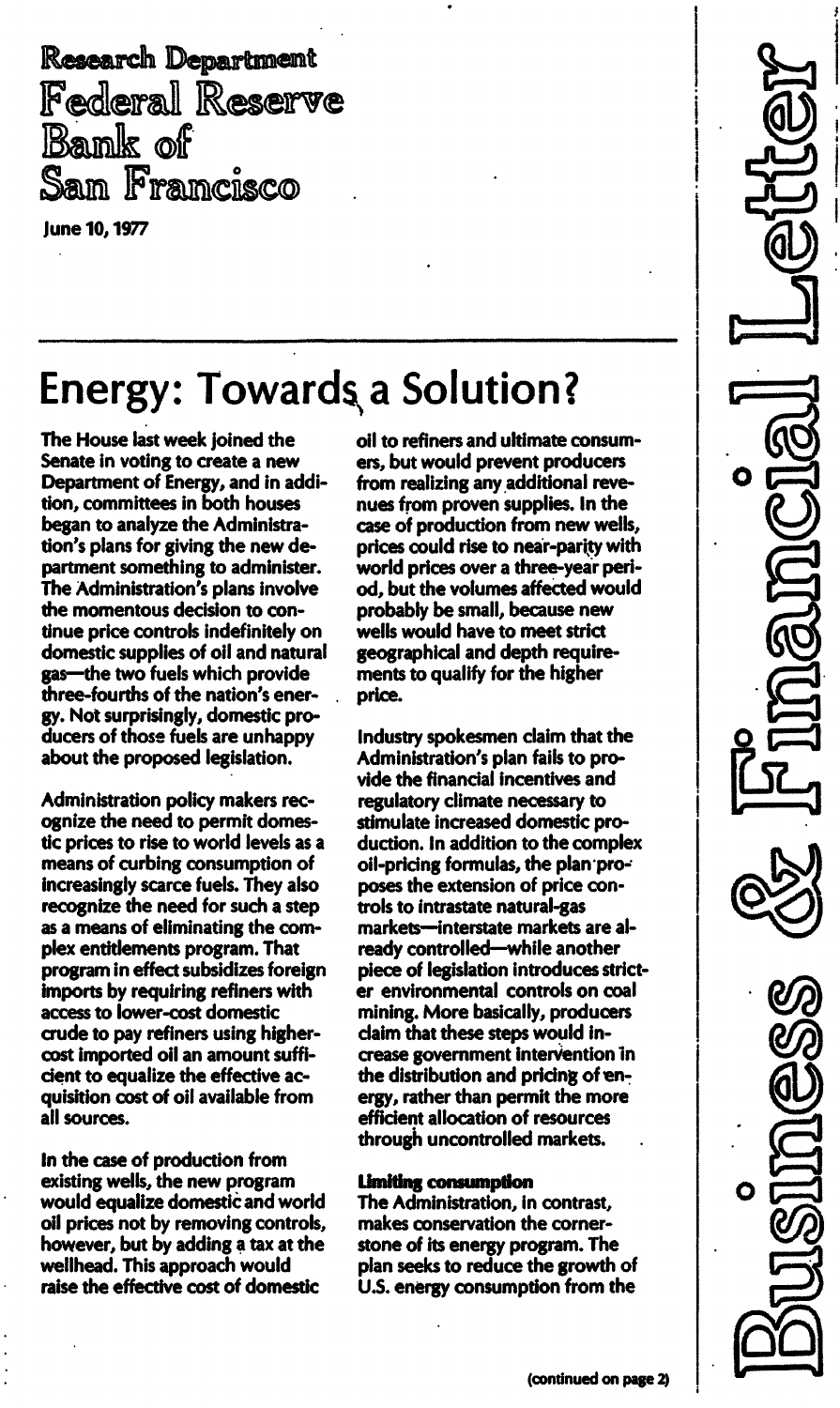Research Department
Federal Reserve
Bank of
San Francisco

June 10, 1977

Business & Financial Letter

# Energy: Towards a Solution?

The House last week joined the Senate in voting to create a new Department of Energy, and in addition, committees in both houses began to analyze the Administration's plans for giving the new department something to administer. The Administration's plans involve the momentous decision to continue price controls indefinitely on domestic supplies of oil and natural gas—the two fuels which provide three-fourths of the nation's energy. Not surprisingly, domestic producers of those fuels are unhappy about the proposed legislation.

Administration policy makers recognize the need to permit domestic prices to rise to world levels as a means of curbing consumption of increasingly scarce fuels. They also recognize the need for such a step as a means of eliminating the complex entitlements program. That program in effect subsidizes foreign imports by requiring refiners with access to lower-cost domestic crude to pay refiners using higher-cost imported oil an amount sufficient to equalize the effective acquisition cost of oil available from all sources.

In the case of production from existing wells, the new program would equalize domestic and world oil prices not by removing controls, however, but by adding a tax at the wellhead. This approach would raise the effective cost of domestic oil to refiners and ultimate consumers, but would prevent producers from realizing any additional revenues from proven supplies. In the case of production from new wells, prices could rise to near-parity with world prices over a three-year period, but the volumes affected would probably be small, because new wells would have to meet strict geographical and depth requirements to qualify for the higher price.

Industry spokesmen claim that the Administration's plan fails to provide the financial incentives and regulatory climate necessary to stimulate increased domestic production. In addition to the complex oil-pricing formulas, the plan proposes the extension of price controls to intrastate natural-gas markets—interstate markets are already controlled—while another piece of legislation introduces stricter environmental controls on coal mining. More basically, producers claim that these steps would increase government intervention in the distribution and pricing of energy, rather than permit the more efficient allocation of resources through uncontrolled markets.

**Limiting consumption**

The Administration, in contrast, makes conservation the cornerstone of its energy program. The plan seeks to reduce the growth of U.S. energy consumption from the

(continued on page 2)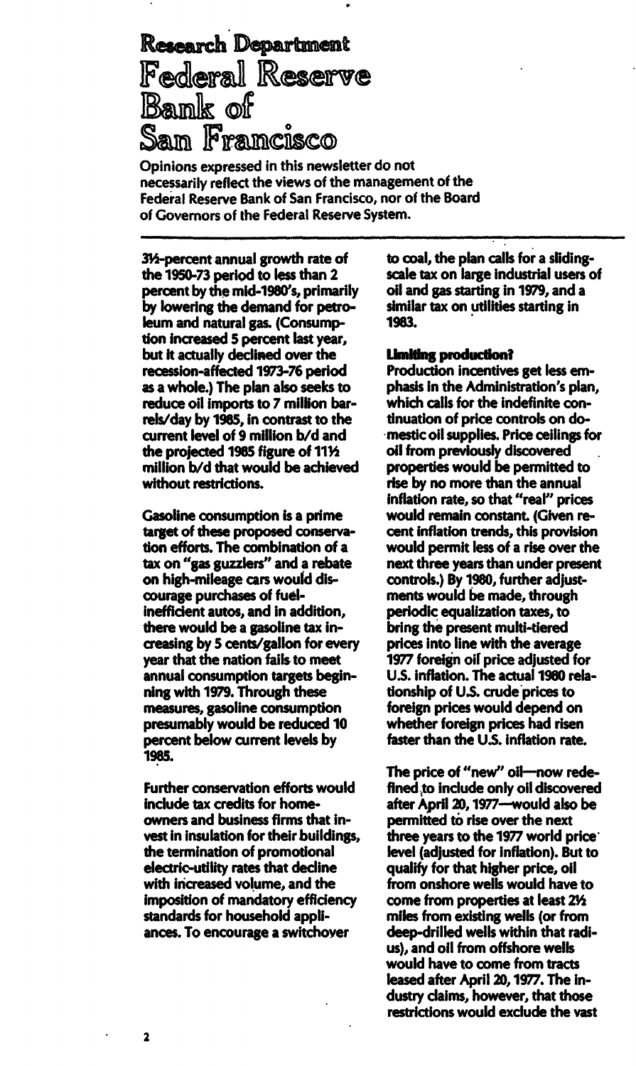# Research Department Federal Reserve Bank of San Francisco

Opinions expressed in this newsletter do not necessarily reflect the views of the management of the Federal Reserve Bank of San Francisco, nor of the Board of Governors of the Federal Reserve System.

3½-percent annual growth rate of the 1950-73 period to less than 2 percent by the mid-1980's, primarily by lowering the demand for petroleum and natural gas. (Consumption increased 5 percent last year, but it actually declined over the recession-affected 1973-76 period as a whole.) The plan also seeks to reduce oil imports to 7 million barrels/day by 1985, in contrast to the current level of 9 million b/d and the projected 1985 figure of 11½ million b/d that would be achieved without restrictions.

Gasoline consumption is a prime target of these proposed conservation efforts. The combination of a tax on "gas guzzlers" and a rebate on high-mileage cars would discourage purchases of fuel-inefficient autos, and in addition, there would be a gasoline tax increasing by 5 cents/gallon for every year that the nation fails to meet annual consumption targets beginning with 1979. Through these measures, gasoline consumption presumably would be reduced 10 percent below current levels by 1985.

Further conservation efforts would include tax credits for homeowners and business firms that invest in insulation for their buildings, the termination of promotional electric-utility rates that decline with increased volume, and the imposition of mandatory efficiency standards for household appliances. To encourage a switchover to coal, the plan calls for a sliding-scale tax on large industrial users of oil and gas starting in 1979, and a similar tax on utilities starting in 1983.

## Limiting production?

Production incentives get less emphasis in the Administration's plan, which calls for the indefinite continuation of price controls on domestic oil supplies. Price ceilings for oil from previously discovered properties would be permitted to rise by no more than the annual inflation rate, so that "real" prices would remain constant. (Given recent inflation trends, this provision would permit less of a rise over the next three years than under present controls.) By 1980, further adjustments would be made, through periodic equalization taxes, to bring the present multi-tiered prices into line with the average 1977 foreign oil price adjusted for U.S. inflation. The actual 1980 relationship of U.S. crude prices to foreign prices would depend on whether foreign prices had risen faster than the U.S. inflation rate.

The price of "new" oil—now redefined to include only oil discovered after April 20, 1977—would also be permitted to rise over the next three years to the 1977 world price level (adjusted for inflation). But to qualify for that higher price, oil from onshore wells would have to come from properties at least 2½ miles from existing wells (or from deep-drilled wells within that radius), and oil from offshore wells would have to come from tracts leased after April 20, 1977. The industry claims, however, that those restrictions would exclude the vast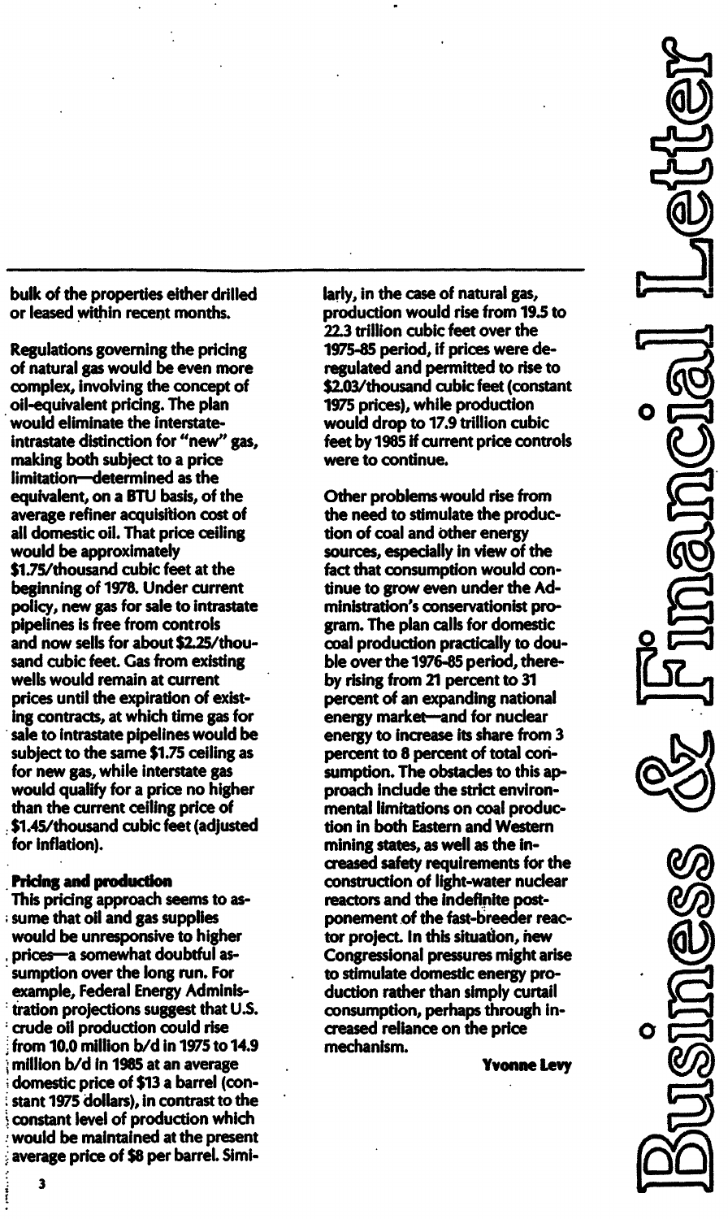bulk of the properties either drilled or leased within recent months.

Regulations governing the pricing of natural gas would be even more complex, involving the concept of oil-equivalent pricing. The plan would eliminate the interstate-intrastate distinction for "new" gas, making both subject to a price limitation—determined as the equivalent, on a BTU basis, of the average refiner acquisition cost of all domestic oil. That price ceiling would be approximately $1.75/thousand cubic feet at the beginning of 1978. Under current policy, new gas for sale to intrastate pipelines is free from controls and now sells for about $2.25/thousand cubic feet. Gas from existing wells would remain at current prices until the expiration of existing contracts, at which time gas for sale to intrastate pipelines would be subject to the same $1.75 ceiling as for new gas, while interstate gas would qualify for a price no higher than the current ceiling price of $1.45/thousand cubic feet (adjusted for inflation).

**Pricing and production**

This pricing approach seems to assume that oil and gas supplies would be unresponsive to higher prices—a somewhat doubtful assumption over the long run. For example, Federal Energy Administration projections suggest that U.S. crude oil production could rise from 10.0 million b/d in 1975 to 14.9 million b/d in 1985 at an average domestic price of $13 a barrel (constant 1975 dollars), in contrast to the constant level of production which would be maintained at the present average price of $8 per barrel. Similarly, in the case of natural gas, production would rise from 19.5 to 22.3 trillion cubic feet over the 1975-85 period, if prices were deregulated and permitted to rise to $2.03/thousand cubic feet (constant 1975 prices), while production would drop to 17.9 trillion cubic feet by 1985 if current price controls were to continue.

Other problems would rise from the need to stimulate the production of coal and other energy sources, especially in view of the fact that consumption would continue to grow even under the Administration's conservationist program. The plan calls for domestic coal production practically to double over the 1976-85 period, thereby rising from 21 percent to 31 percent of an expanding national energy market—and for nuclear energy to increase its share from 3 percent to 8 percent of total consumption. The obstacles to this approach include the strict environmental limitations on coal production in both Eastern and Western mining states, as well as the increased safety requirements for the construction of light-water nuclear reactors and the indefinite postponement of the fast-breeder reactor project. In this situation, new Congressional pressures might arise to stimulate domestic energy production rather than simply curtail consumption, perhaps through increased reliance on the price mechanism.

**Yvonne Levy**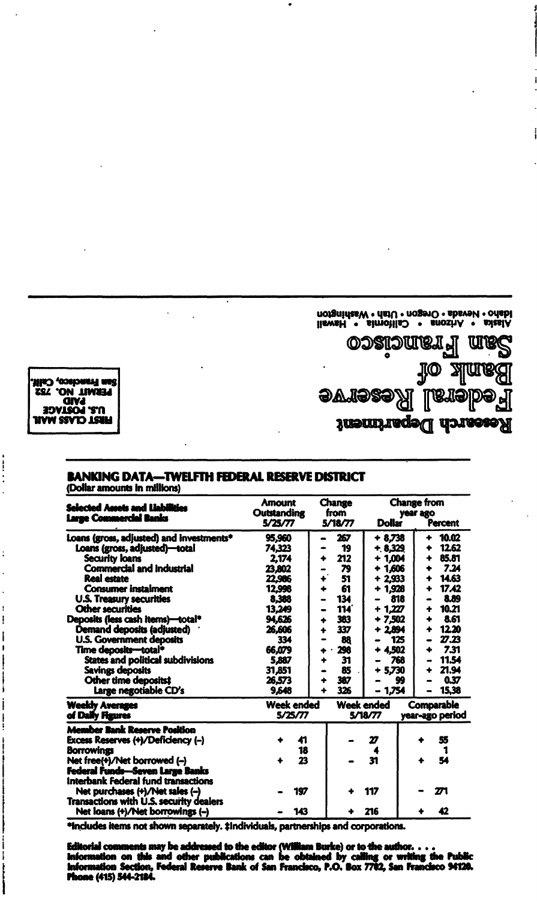Research Department

Federal Reserve

Bank of

San Francisco

Alaska • Arizona • California • Hawaii
Idaho • Nevada • Oregon • Utah • Washington

FIRST CLASS MAIL
U.S. POSTAGE
PAID
PERMIT NO. 752
San Francisco, Calif.

## BANKING DATA—TWELFTH FEDERAL RESERVE DISTRICT

(Dollar amounts in millions)

| Selected Assets and Liabilities Large Commercial Banks | Amount Outstanding 5/25/77 | Change from 5/18/77 | Change from year ago Dollar | Percent |
|---|---|---|---|---|
| Loans (gross, adjusted) and investments* | 95,960 | – 267 | + 8,738 | + 10.02 |
| Loans (gross, adjusted)—total | 74,323 | – 19 | + 8,329 | + 12.62 |
| Security loans | 2,174 | + 212 | + 1,004 | + 85.81 |
| Commercial and industrial | 23,802 | – 79 | + 1,606 | + 7.24 |
| Real estate | 22,986 | + 51 | + 2,933 | + 14.63 |
| Consumer instalment | 12,998 | + 61 | + 1,928 | + 17.42 |
| U.S. Treasury securities | 8,388 | – 134 | – 818 | – 8.89 |
| Other securities | 13,249 | – 114 | + 1,227 | + 10.21 |
| Deposits (less cash items)—total* | 94,626 | + 383 | + 7,502 | + 8.61 |
| Demand deposits (adjusted) | 26,606 | + 337 | + 2,894 | + 12.20 |
| U.S. Government deposits | 334 | – 88 | – 125 | – 27.23 |
| Time deposits—total* | 66,079 | + 298 | + 4,502 | + 7.31 |
| States and political subdivisions | 5,887 | + 31 | – 768 | – 11.54 |
| Savings deposits | 31,851 | – 85 | + 5,730 | + 21.94 |
| Other time deposits‡ | 26,573 | + 387 | – 99 | – 0.37 |
| Large negotiable CD's | 9,648 | + 326 | – 1,754 | – 15.38 |

| Weekly Averages of Daily Figures | Week ended 5/25/77 | Week ended 5/18/77 | Comparable year-ago period |
|---|---|---|---|
| **Member Bank Reserve Position** | | | |
| Excess Reserves (+)/Deficiency (–) | + 41 | – 27 | + 55 |
| Borrowings | 18 | 4 | 1 |
| Net free(+)/Net borrowed (–) | + 23 | – 31 | + 54 |
| **Federal Funds—Seven Large Banks** | | | |
| Interbank Federal fund transactions | | | |
| Net purchases (+)/Net sales (–) | – 197 | + 117 | – 271 |
| Transactions with U.S. security dealers | | | |
| Net loans (+)/Net borrowings (–) | – 143 | + 216 | + 42 |

*Includes items not shown separately. ‡Individuals, partnerships and corporations.

**Editorial comments may be addressed to the editor (William Burke) or to the author. . . .**
**Information on this and other publications can be obtained by calling or writing the Public Information Section, Federal Reserve Bank of San Francisco, P.O. Box 7702, San Francisco 94120. Phone (415) 544-2184.**